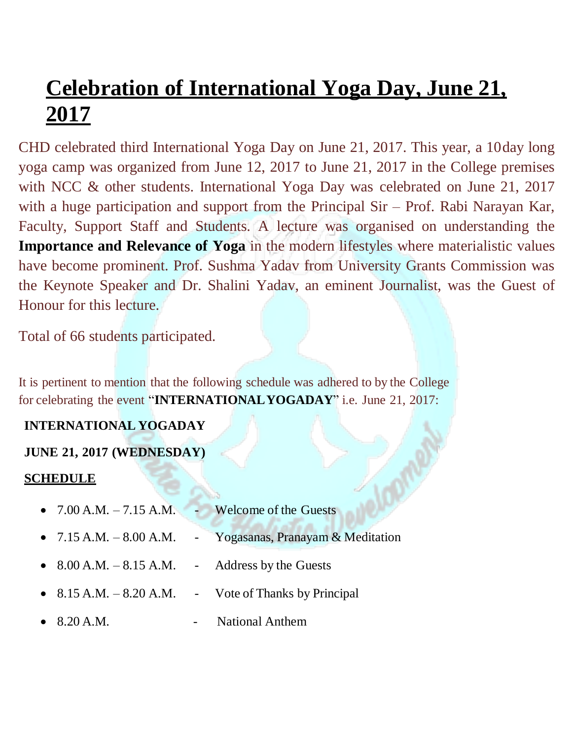# Celebration of International Yoga Day, June 21, 2017

CHD celebrated third International Yoga Day on June 21, 2017. This year, a 10day long yoga camp was organized from June 12, 2017 to June 21, 2017 in the College premises with NCC & other students. International Yoga Day was celebrated on June 21, 2017 with a huge participation and support from the Principal Sir – Prof. Rabi Narayan Kar, Faculty, Support Staff and Students. A lecture was organised on understanding the **Importance and Relevance of Yoga** in the modern lifestyles where materialistic values have become prominent. Prof. Sushma Yadav from University Grants Commission was the Keynote Speaker and Dr. Shalini Yadav, an eminent Journalist, was the Guest of Honour for this lecture.

Total of 66 students participated.

It is pertinent to mention that the following schedule was adhered to by the College for celebrating the event "**INTERNATIONAL YOGADAY**" i.e. June 21, 2017:

**INTERNATIONAL YOGADAY**

**JUNE 21, 2017 (WEDNESDAY)**

**SCHEDULE**

- 7.00 A.M. – 7.15 A.M. - Welcome of the Guests
- 7.15 A.M. – 8.00 A.M. - Yogasanas, Pranayam & Meditation
- 8.00 A.M. – 8.15 A.M. - Address by the Guests
- 8.15 A.M. – 8.20 A.M. - Vote of Thanks by Principal
- 8.20 A.M. - National Anthem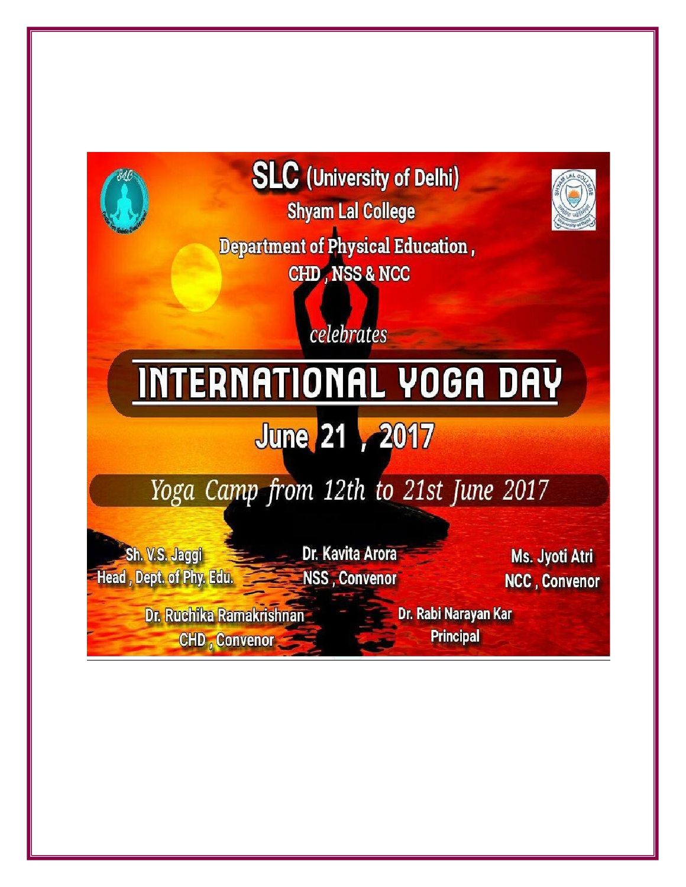# SLC (University of Delhi)

## Shyam Lal College

### Department of Physical Education, CHD, NSS & NCC

*celebrates*

# INTERNATIONAL YOGA DAY

## June 21, 2017

*Yoga Camp from 12th to 21st June 2017*

Sh. V.S. Jaggi
Head, Dept. of Phy. Edu.

Dr. Kavita Arora
NSS, Convenor

Ms. Jyoti Atri
NCC, Convenor

Dr. Ruchika Ramakrishnan
CHD, Convenor

Dr. Rabi Narayan Kar
Principal